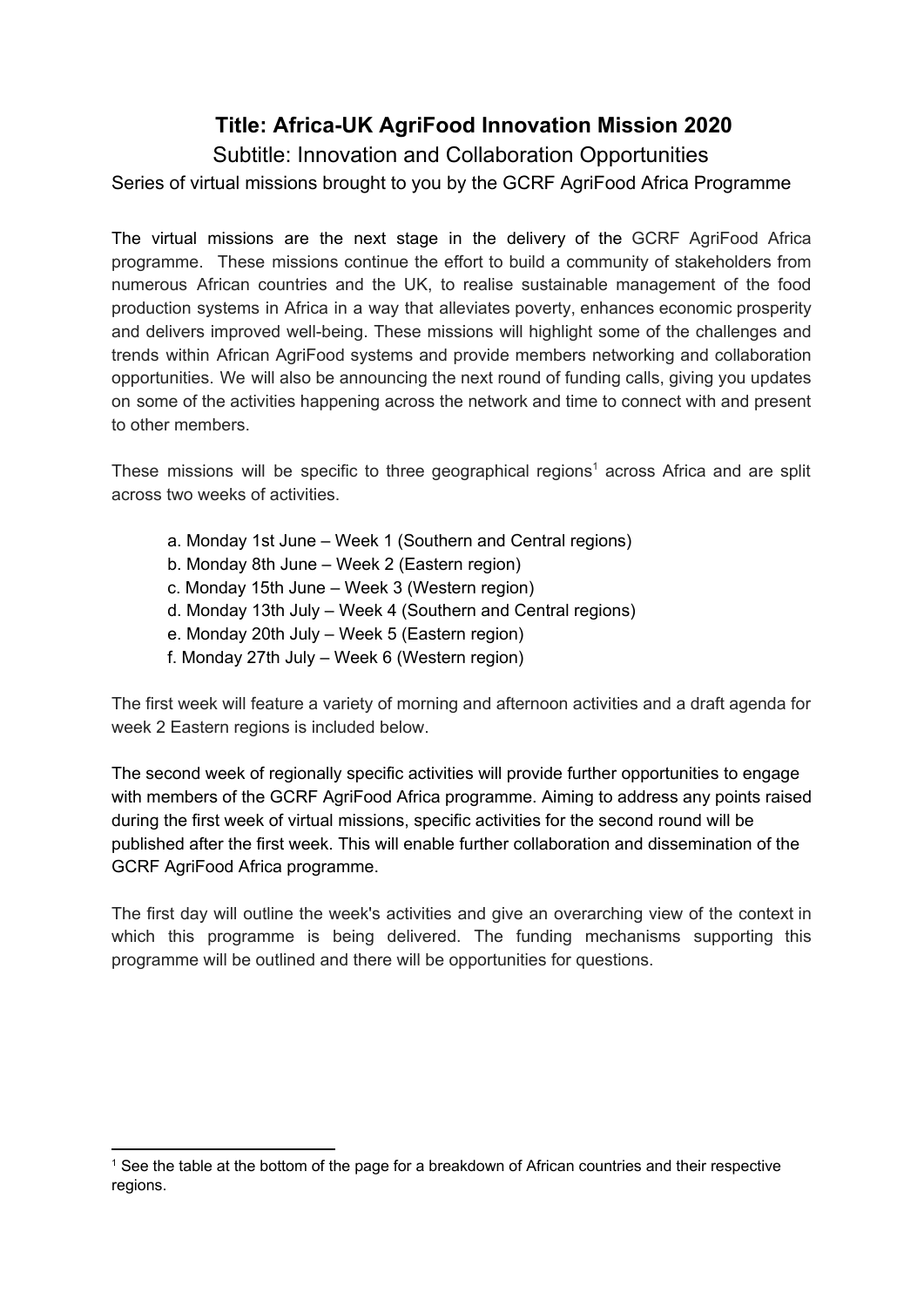# Title: Africa-UK AgriFood Innovation Mission 2020

## Subtitle: Innovation and Collaboration Opportunities

Series of virtual missions brought to you by the GCRF AgriFood Africa Programme

The virtual missions are the next stage in the delivery of the GCRF AgriFood Africa programme. These missions continue the effort to build a community of stakeholders from numerous African countries and the UK, to realise sustainable management of the food production systems in Africa in a way that alleviates poverty, enhances economic prosperity and delivers improved well-being. These missions will highlight some of the challenges and trends within African AgriFood systems and provide members networking and collaboration opportunities. We will also be announcing the next round of funding calls, giving you updates on some of the activities happening across the network and time to connect with and present to other members.

These missions will be specific to three geographical regions[1] across Africa and are split across two weeks of activities.

a. Monday 1st June – Week 1 (Southern and Central regions)
b. Monday 8th June – Week 2 (Eastern region)
c. Monday 15th June – Week 3 (Western region)
d. Monday 13th July – Week 4 (Southern and Central regions)
e. Monday 20th July – Week 5 (Eastern region)
f. Monday 27th July – Week 6 (Western region)

The first week will feature a variety of morning and afternoon activities and a draft agenda for week 2 Eastern regions is included below.

The second week of regionally specific activities will provide further opportunities to engage with members of the GCRF AgriFood Africa programme. Aiming to address any points raised during the first week of virtual missions, specific activities for the second round will be published after the first week. This will enable further collaboration and dissemination of the GCRF AgriFood Africa programme.

The first day will outline the week's activities and give an overarching view of the context in which this programme is being delivered. The funding mechanisms supporting this programme will be outlined and there will be opportunities for questions.

[1] See the table at the bottom of the page for a breakdown of African countries and their respective regions.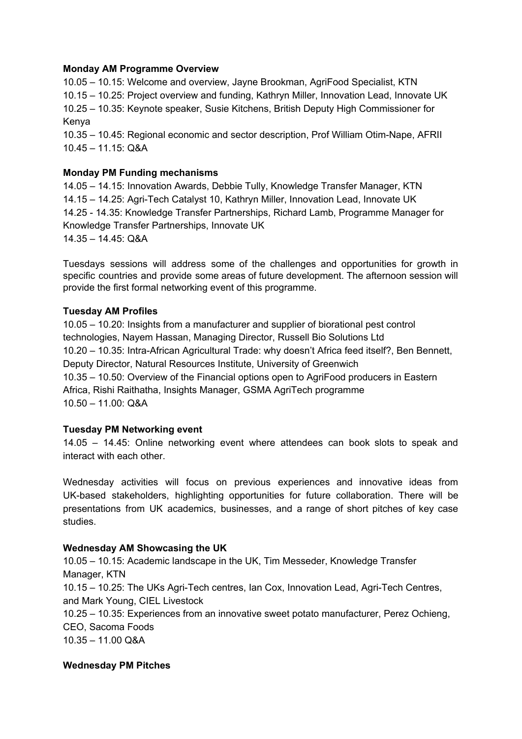**Monday AM Programme Overview**

10.05 – 10.15: Welcome and overview, Jayne Brookman, AgriFood Specialist, KTN
10.15 – 10.25: Project overview and funding, Kathryn Miller, Innovation Lead, Innovate UK
10.25 – 10.35: Keynote speaker, Susie Kitchens, British Deputy High Commissioner for Kenya
10.35 – 10.45: Regional economic and sector description, Prof William Otim-Nape, AFRII
10.45 – 11.15: Q&A

**Monday PM Funding mechanisms**

14.05 – 14.15: Innovation Awards, Debbie Tully, Knowledge Transfer Manager, KTN
14.15 – 14.25: Agri-Tech Catalyst 10, Kathryn Miller, Innovation Lead, Innovate UK
14.25 - 14.35: Knowledge Transfer Partnerships, Richard Lamb, Programme Manager for Knowledge Transfer Partnerships, Innovate UK
14.35 – 14.45: Q&A

Tuesdays sessions will address some of the challenges and opportunities for growth in specific countries and provide some areas of future development. The afternoon session will provide the first formal networking event of this programme.

**Tuesday AM Profiles**

10.05 – 10.20: Insights from a manufacturer and supplier of biorational pest control technologies, Nayem Hassan, Managing Director, Russell Bio Solutions Ltd
10.20 – 10.35: Intra-African Agricultural Trade: why doesn't Africa feed itself?, Ben Bennett, Deputy Director, Natural Resources Institute, University of Greenwich
10.35 – 10.50: Overview of the Financial options open to AgriFood producers in Eastern Africa, Rishi Raithatha, Insights Manager, GSMA AgriTech programme
10.50 – 11.00: Q&A

**Tuesday PM Networking event**

14.05 – 14.45: Online networking event where attendees can book slots to speak and interact with each other.

Wednesday activities will focus on previous experiences and innovative ideas from UK-based stakeholders, highlighting opportunities for future collaboration. There will be presentations from UK academics, businesses, and a range of short pitches of key case studies.

**Wednesday AM Showcasing the UK**

10.05 – 10.15: Academic landscape in the UK, Tim Messeder, Knowledge Transfer Manager, KTN
10.15 – 10.25: The UKs Agri-Tech centres, Ian Cox, Innovation Lead, Agri-Tech Centres, and Mark Young, CIEL Livestock
10.25 – 10.35: Experiences from an innovative sweet potato manufacturer, Perez Ochieng, CEO, Sacoma Foods
10.35 – 11.00 Q&A

**Wednesday PM Pitches**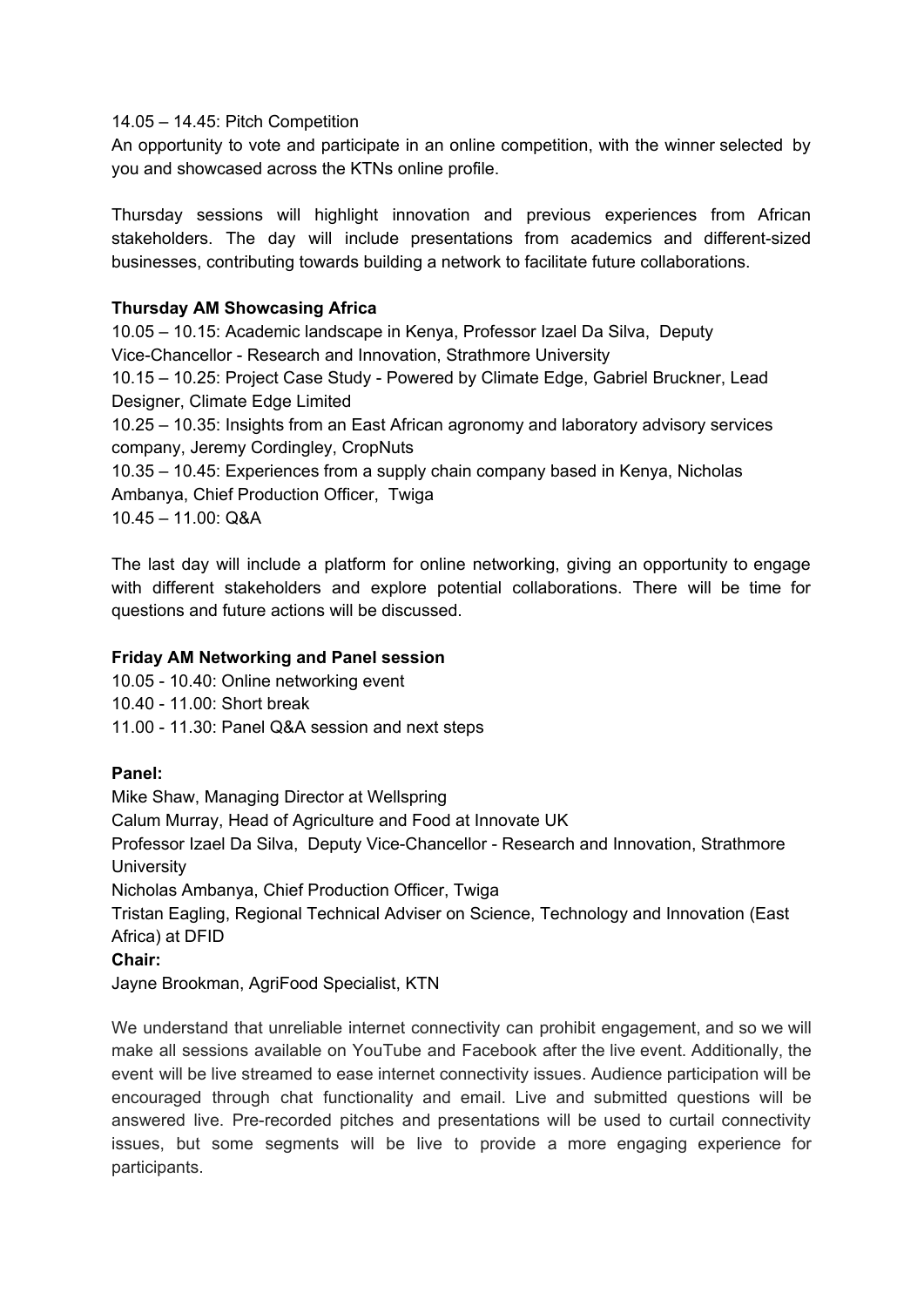14.05 – 14.45: Pitch Competition
An opportunity to vote and participate in an online competition, with the winner selected by you and showcased across the KTNs online profile.

Thursday sessions will highlight innovation and previous experiences from African stakeholders. The day will include presentations from academics and different-sized businesses, contributing towards building a network to facilitate future collaborations.

**Thursday AM Showcasing Africa**

10.05 – 10.15: Academic landscape in Kenya, Professor Izael Da Silva, Deputy Vice-Chancellor - Research and Innovation, Strathmore University
10.15 – 10.25: Project Case Study - Powered by Climate Edge, Gabriel Bruckner, Lead Designer, Climate Edge Limited
10.25 – 10.35: Insights from an East African agronomy and laboratory advisory services company, Jeremy Cordingley, CropNuts
10.35 – 10.45: Experiences from a supply chain company based in Kenya, Nicholas Ambanya, Chief Production Officer, Twiga
10.45 – 11.00: Q&A

The last day will include a platform for online networking, giving an opportunity to engage with different stakeholders and explore potential collaborations. There will be time for questions and future actions will be discussed.

**Friday AM Networking and Panel session**

10.05 - 10.40: Online networking event
10.40 - 11.00: Short break
11.00 - 11.30: Panel Q&A session and next steps

**Panel:**

Mike Shaw, Managing Director at Wellspring
Calum Murray, Head of Agriculture and Food at Innovate UK
Professor Izael Da Silva, Deputy Vice-Chancellor - Research and Innovation, Strathmore University
Nicholas Ambanya, Chief Production Officer, Twiga
Tristan Eagling, Regional Technical Adviser on Science, Technology and Innovation (East Africa) at DFID

**Chair:**

Jayne Brookman, AgriFood Specialist, KTN

We understand that unreliable internet connectivity can prohibit engagement, and so we will make all sessions available on YouTube and Facebook after the live event. Additionally, the event will be live streamed to ease internet connectivity issues. Audience participation will be encouraged through chat functionality and email. Live and submitted questions will be answered live. Pre-recorded pitches and presentations will be used to curtail connectivity issues, but some segments will be live to provide a more engaging experience for participants.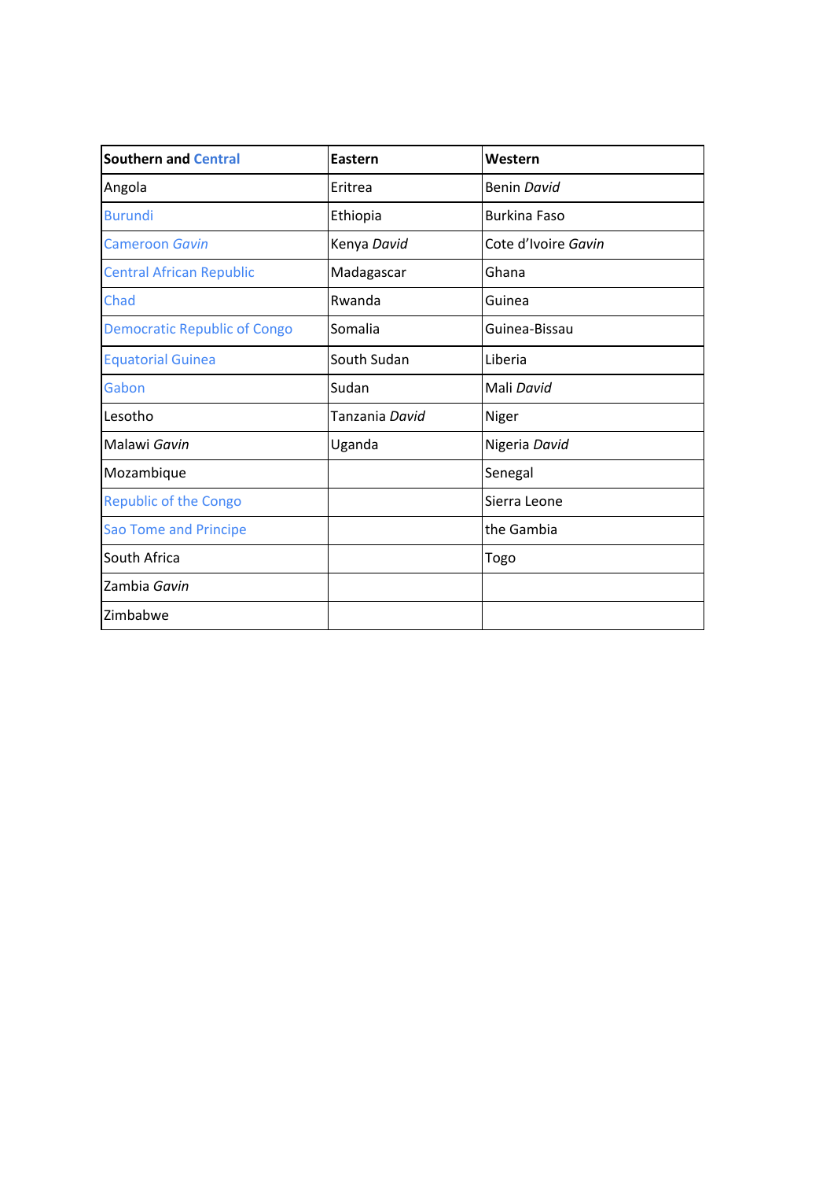| **Southern and Central** | **Eastern** | **Western** |
|---|---|---|
| Angola | Eritrea | Benin *David* |
| Burundi | Ethiopia | Burkina Faso |
| Cameroon *Gavin* | Kenya *David* | Cote d'Ivoire *Gavin* |
| Central African Republic | Madagascar | Ghana |
| Chad | Rwanda | Guinea |
| Democratic Republic of Congo | Somalia | Guinea-Bissau |
| Equatorial Guinea | South Sudan | Liberia |
| Gabon | Sudan | Mali *David* |
| Lesotho | Tanzania *David* | Niger |
| Malawi *Gavin* | Uganda | Nigeria *David* |
| Mozambique | | Senegal |
| Republic of the Congo | | Sierra Leone |
| Sao Tome and Principe | | the Gambia |
| South Africa | | Togo |
| Zambia *Gavin* | | |
| Zimbabwe | | |